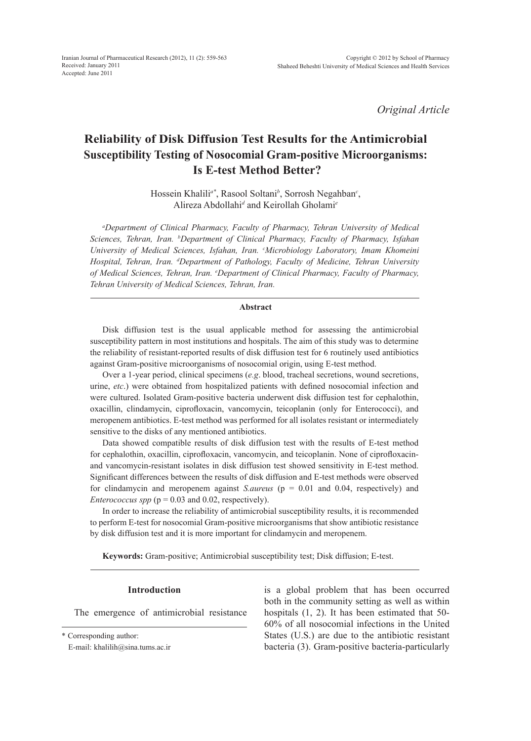Original Article

# Reliability of Disk Diffusion Test Results for the Antimicrobial Susceptibility Testing of Nosocomial Gram-positive Microorganisms: Is E-test Method Better?

Hossein Khalili[a*], Rasool Soltani[b], Sorrosh Negahban[c], Alireza Abdollahi[d] and Keirollah Gholami[e]

*[a]Department of Clinical Pharmacy, Faculty of Pharmacy, Tehran University of Medical Sciences, Tehran, Iran. [b]Department of Clinical Pharmacy, Faculty of Pharmacy, Isfahan University of Medical Sciences, Isfahan, Iran. [c]Microbiology Laboratory, Imam Khomeini Hospital, Tehran, Iran. [d]Department of Pathology, Faculty of Medicine, Tehran University of Medical Sciences, Tehran, Iran. [e]Department of Clinical Pharmacy, Faculty of Pharmacy, Tehran University of Medical Sciences, Tehran, Iran.*

## Abstract

Disk diffusion test is the usual applicable method for assessing the antimicrobial susceptibility pattern in most institutions and hospitals. The aim of this study was to determine the reliability of resistant-reported results of disk diffusion test for 6 routinely used antibiotics against Gram-positive microorganisms of nosocomial origin, using E-test method.

Over a 1-year period, clinical specimens (*e.g*. blood, tracheal secretions, wound secretions, urine, *etc*.) were obtained from hospitalized patients with defined nosocomial infection and were cultured. Isolated Gram-positive bacteria underwent disk diffusion test for cephalothin, oxacillin, clindamycin, ciprofloxacin, vancomycin, teicoplanin (only for Enterococci), and meropenem antibiotics. E-test method was performed for all isolates resistant or intermediately sensitive to the disks of any mentioned antibiotics.

Data showed compatible results of disk diffusion test with the results of E-test method for cephalothin, oxacillin, ciprofloxacin, vancomycin, and teicoplanin. None of ciprofloxacin- and vancomycin-resistant isolates in disk diffusion test showed sensitivity in E-test method. Significant differences between the results of disk diffusion and E-test methods were observed for clindamycin and meropenem against *S.aureus* ($p = 0.01$ and $0.04$, respectively) and *Enterococcus spp* ($p = 0.03$ and $0.02$, respectively).

In order to increase the reliability of antimicrobial susceptibility results, it is recommended to perform E-test for nosocomial Gram-positive microorganisms that show antibiotic resistance by disk diffusion test and it is more important for clindamycin and meropenem.

**Keywords:** Gram-positive; Antimicrobial susceptibility test; Disk diffusion; E-test.

## Introduction

The emergence of antimicrobial resistance is a global problem that has been occurred both in the community setting as well as within hospitals (1, 2). It has been estimated that 50-60% of all nosocomial infections in the United States (U.S.) are due to the antibiotic resistant bacteria (3). Gram-positive bacteria-particularly

\* Corresponding author:
E-mail: khalilih@sina.tums.ac.ir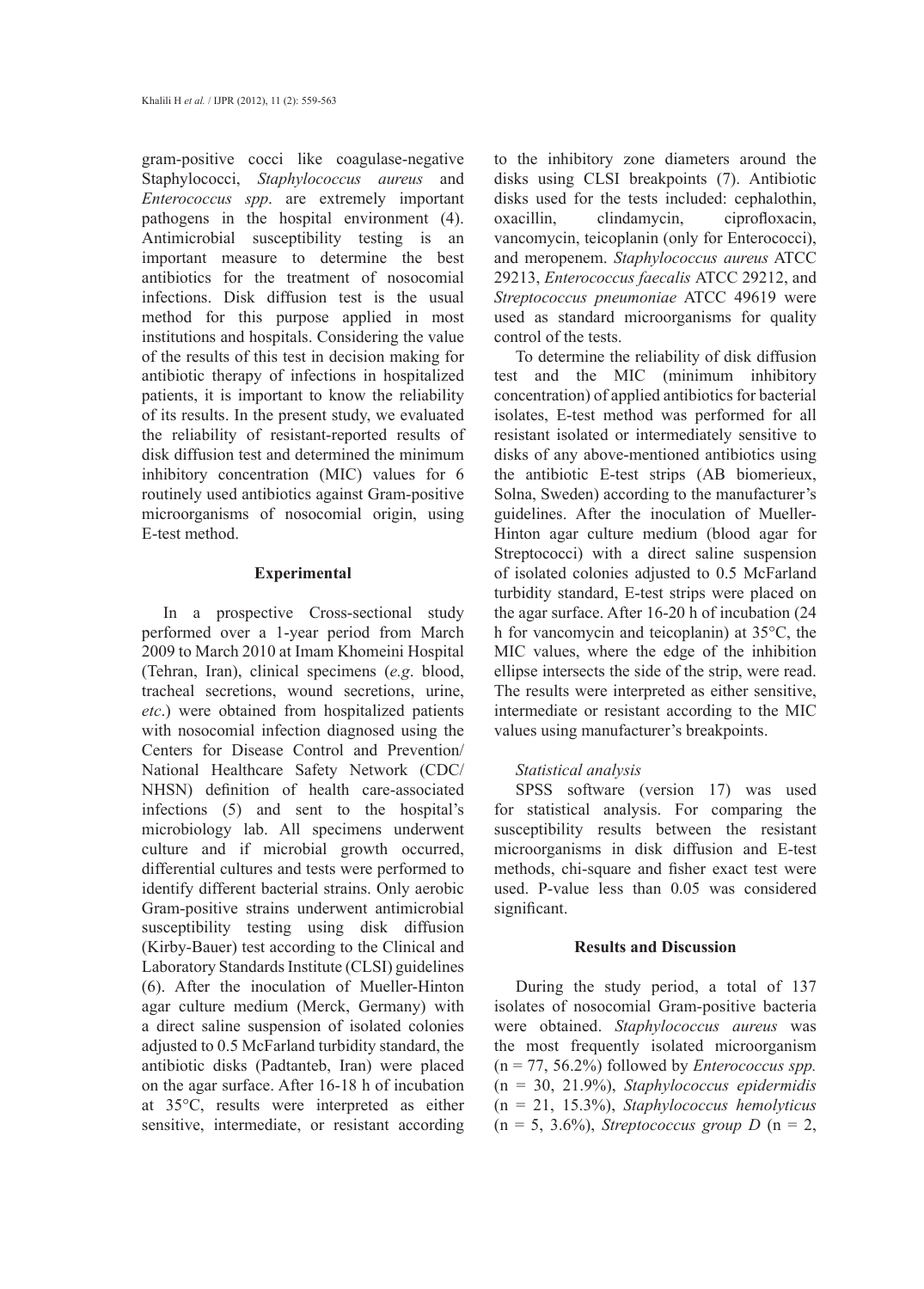gram-positive cocci like coagulase-negative Staphylococci, *Staphylococcus aureus* and *Enterococcus spp*. are extremely important pathogens in the hospital environment (4). Antimicrobial susceptibility testing is an important measure to determine the best antibiotics for the treatment of nosocomial infections. Disk diffusion test is the usual method for this purpose applied in most institutions and hospitals. Considering the value of the results of this test in decision making for antibiotic therapy of infections in hospitalized patients, it is important to know the reliability of its results. In the present study, we evaluated the reliability of resistant-reported results of disk diffusion test and determined the minimum inhibitory concentration (MIC) values for 6 routinely used antibiotics against Gram-positive microorganisms of nosocomial origin, using E-test method.

## Experimental

In a prospective Cross-sectional study performed over a 1-year period from March 2009 to March 2010 at Imam Khomeini Hospital (Tehran, Iran), clinical specimens (*e.g*. blood, tracheal secretions, wound secretions, urine, *etc*.) were obtained from hospitalized patients with nosocomial infection diagnosed using the Centers for Disease Control and Prevention/ National Healthcare Safety Network (CDC/ NHSN) definition of health care-associated infections (5) and sent to the hospital's microbiology lab. All specimens underwent culture and if microbial growth occurred, differential cultures and tests were performed to identify different bacterial strains. Only aerobic Gram-positive strains underwent antimicrobial susceptibility testing using disk diffusion (Kirby-Bauer) test according to the Clinical and Laboratory Standards Institute (CLSI) guidelines (6). After the inoculation of Mueller-Hinton agar culture medium (Merck, Germany) with a direct saline suspension of isolated colonies adjusted to 0.5 McFarland turbidity standard, the antibiotic disks (Padtanteb, Iran) were placed on the agar surface. After 16-18 h of incubation at 35°C, results were interpreted as either sensitive, intermediate, or resistant according to the inhibitory zone diameters around the disks using CLSI breakpoints (7). Antibiotic disks used for the tests included: cephalothin, oxacillin, clindamycin, ciprofloxacin, vancomycin, teicoplanin (only for Enterococci), and meropenem. *Staphylococcus aureus* ATCC 29213, *Enterococcus faecalis* ATCC 29212, and *Streptococcus pneumoniae* ATCC 49619 were used as standard microorganisms for quality control of the tests.

To determine the reliability of disk diffusion test and the MIC (minimum inhibitory concentration) of applied antibiotics for bacterial isolates, E-test method was performed for all resistant isolated or intermediately sensitive to disks of any above-mentioned antibiotics using the antibiotic E-test strips (AB biomerieux, Solna, Sweden) according to the manufacturer's guidelines. After the inoculation of Mueller-Hinton agar culture medium (blood agar for Streptococci) with a direct saline suspension of isolated colonies adjusted to 0.5 McFarland turbidity standard, E-test strips were placed on the agar surface. After 16-20 h of incubation (24 h for vancomycin and teicoplanin) at 35°C, the MIC values, where the edge of the inhibition ellipse intersects the side of the strip, were read. The results were interpreted as either sensitive, intermediate or resistant according to the MIC values using manufacturer's breakpoints.

### *Statistical analysis*

SPSS software (version 17) was used for statistical analysis. For comparing the susceptibility results between the resistant microorganisms in disk diffusion and E-test methods, chi-square and fisher exact test were used. P-value less than 0.05 was considered significant.

## Results and Discussion

During the study period, a total of 137 isolates of nosocomial Gram-positive bacteria were obtained. *Staphylococcus aureus* was the most frequently isolated microorganism (n = 77, 56.2%) followed by *Enterococcus spp.* (n = 30, 21.9%), *Staphylococcus epidermidis* (n = 21, 15.3%), *Staphylococcus hemolyticus* (n = 5, 3.6%), *Streptococcus group D* (n = 2,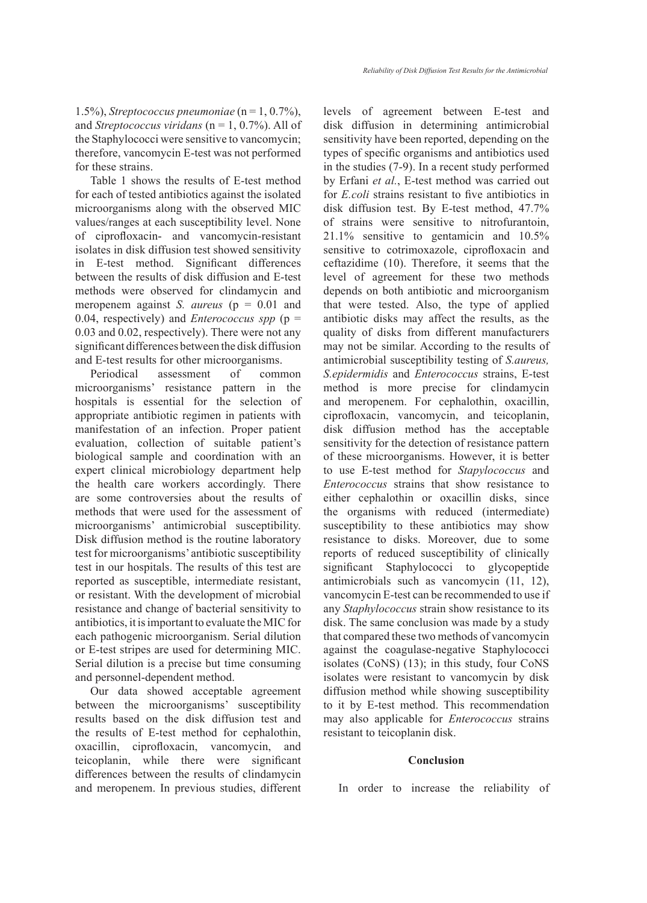1.5%), *Streptococcus pneumoniae* (n = 1, 0.7%), and *Streptococcus viridans* (n = 1, 0.7%). All of the Staphylococci were sensitive to vancomycin; therefore, vancomycin E-test was not performed for these strains.

Table 1 shows the results of E-test method for each of tested antibiotics against the isolated microorganisms along with the observed MIC values/ranges at each susceptibility level. None of ciprofloxacin- and vancomycin-resistant isolates in disk diffusion test showed sensitivity in E-test method. Significant differences between the results of disk diffusion and E-test methods were observed for clindamycin and meropenem against *S. aureus* ($p = 0.01$ and 0.04, respectively) and *Enterococcus spp* ($p = 0.03$ and 0.02, respectively). There were not any significant differences between the disk diffusion and E-test results for other microorganisms.

Periodical assessment of common microorganisms' resistance pattern in the hospitals is essential for the selection of appropriate antibiotic regimen in patients with manifestation of an infection. Proper patient evaluation, collection of suitable patient's biological sample and coordination with an expert clinical microbiology department help the health care workers accordingly. There are some controversies about the results of methods that were used for the assessment of microorganisms' antimicrobial susceptibility. Disk diffusion method is the routine laboratory test for microorganisms' antibiotic susceptibility test in our hospitals. The results of this test are reported as susceptible, intermediate resistant, or resistant. With the development of microbial resistance and change of bacterial sensitivity to antibiotics, it is important to evaluate the MIC for each pathogenic microorganism. Serial dilution or E-test stripes are used for determining MIC. Serial dilution is a precise but time consuming and personnel-dependent method.

Our data showed acceptable agreement between the microorganisms' susceptibility results based on the disk diffusion test and the results of E-test method for cephalothin, oxacillin, ciprofloxacin, vancomycin, and teicoplanin, while there were significant differences between the results of clindamycin and meropenem. In previous studies, different levels of agreement between E-test and disk diffusion in determining antimicrobial sensitivity have been reported, depending on the types of specific organisms and antibiotics used in the studies (7-9). In a recent study performed by Erfani *et al.*, E-test method was carried out for *E.coli* strains resistant to five antibiotics in disk diffusion test. By E-test method, 47.7% of strains were sensitive to nitrofurantoin, 21.1% sensitive to gentamicin and 10.5% sensitive to cotrimoxazole, ciprofloxacin and ceftazidime (10). Therefore, it seems that the level of agreement for these two methods depends on both antibiotic and microorganism that were tested. Also, the type of applied antibiotic disks may affect the results, as the quality of disks from different manufacturers may not be similar. According to the results of antimicrobial susceptibility testing of *S.aureus, S.epidermidis* and *Enterococcus* strains, E-test method is more precise for clindamycin and meropenem. For cephalothin, oxacillin, ciprofloxacin, vancomycin, and teicoplanin, disk diffusion method has the acceptable sensitivity for the detection of resistance pattern of these microorganisms. However, it is better to use E-test method for *Stapylococcus* and *Enterococcus* strains that show resistance to either cephalothin or oxacillin disks, since the organisms with reduced (intermediate) susceptibility to these antibiotics may show resistance to disks. Moreover, due to some reports of reduced susceptibility of clinically significant Staphylococci to glycopeptide antimicrobials such as vancomycin (11, 12), vancomycin E-test can be recommended to use if any *Staphylococcus* strain show resistance to its disk. The same conclusion was made by a study that compared these two methods of vancomycin against the coagulase-negative Staphylococci isolates (CoNS) (13); in this study, four CoNS isolates were resistant to vancomycin by disk diffusion method while showing susceptibility to it by E-test method. This recommendation may also applicable for *Enterococcus* strains resistant to teicoplanin disk.

## Conclusion

In order to increase the reliability of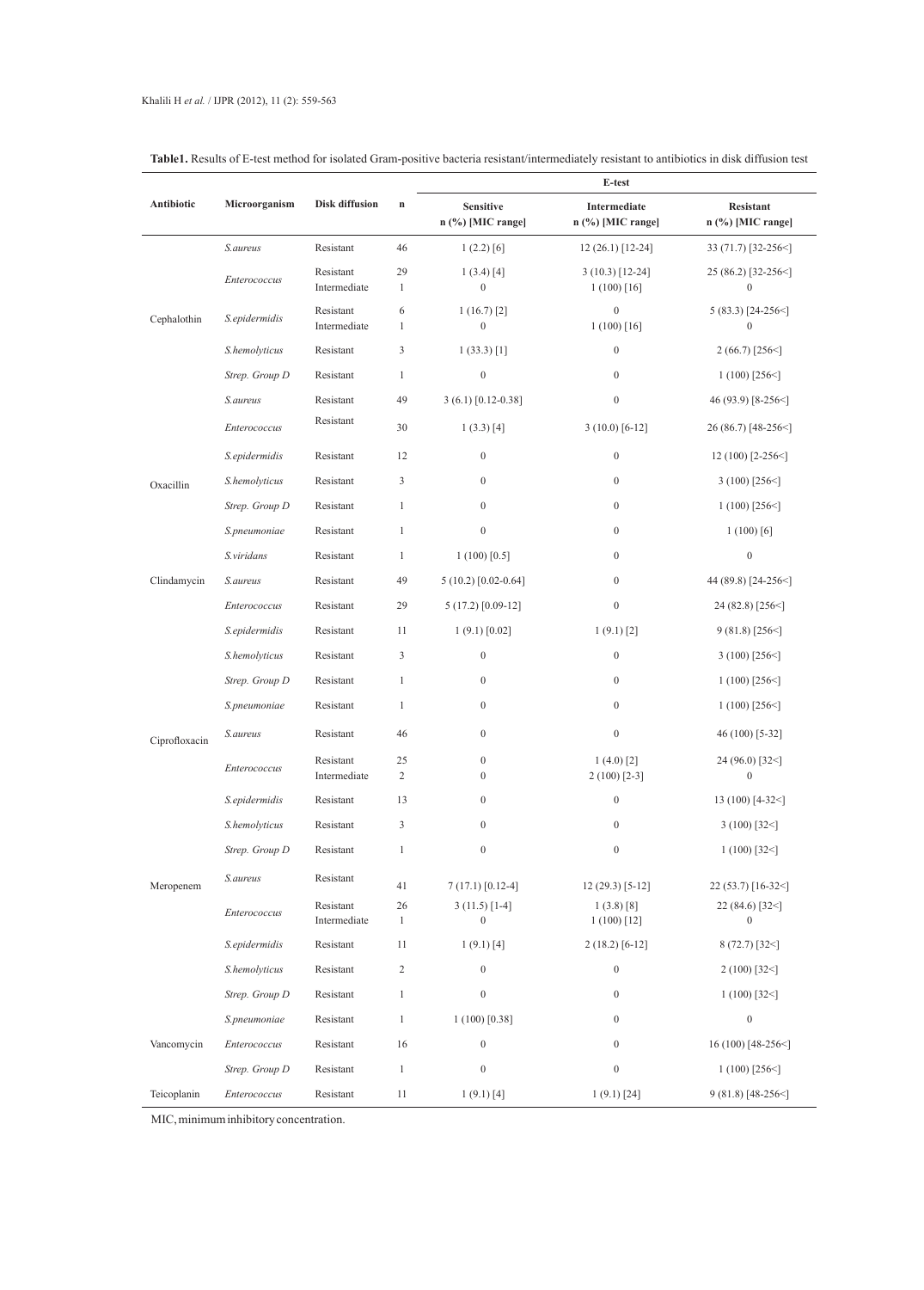**Table1.** Results of E-test method for isolated Gram-positive bacteria resistant/intermediately resistant to antibiotics in disk diffusion test

| Antibiotic | Microorganism | Disk diffusion | n | E-test | | |
|---|---|---|---|---|---|---|
| | | | | Sensitive n (%) [MIC range] | Intermediate n (%) [MIC range] | Resistant n (%) [MIC range] |
| Cephalothin | *S.aureus* | Resistant | 46 | 1 (2.2) [6] | 12 (26.1) [12-24] | 33 (71.7) [32-256<] |
| | *Enterococcus* | Resistant | 29 | 1 (3.4) [4] | 3 (10.3) [12-24] | 25 (86.2) [32-256<] |
| | | Intermediate | 1 | 0 | 1 (100) [16] | 0 |
| | *S.epidermidis* | Resistant | 6 | 1 (16.7) [2] | 0 | 5 (83.3) [24-256<] |
| | | Intermediate | 1 | 0 | 1 (100) [16] | 0 |
| | *S.hemolyticus* | Resistant | 3 | 1 (33.3) [1] | 0 | 2 (66.7) [256<] |
| | *Strep. Group D* | Resistant | 1 | 0 | 0 | 1 (100) [256<] |
| Oxacillin | *S.aureus* | Resistant | 49 | 3 (6.1) [0.12-0.38] | 0 | 46 (93.9) [8-256<] |
| | *Enterococcus* | Resistant | 30 | 1 (3.3) [4] | 3 (10.0) [6-12] | 26 (86.7) [48-256<] |
| | *S.epidermidis* | Resistant | 12 | 0 | 0 | 12 (100) [2-256<] |
| | *S.hemolyticus* | Resistant | 3 | 0 | 0 | 3 (100) [256<] |
| | *Strep. Group D* | Resistant | 1 | 0 | 0 | 1 (100) [256<] |
| | *S.pneumoniae* | Resistant | 1 | 0 | 0 | 1 (100) [6] |
| | *S.viridans* | Resistant | 1 | 1 (100) [0.5] | 0 | 0 |
| Clindamycin | *S.aureus* | Resistant | 49 | 5 (10.2) [0.02-0.64] | 0 | 44 (89.8) [24-256<] |
| | *Enterococcus* | Resistant | 29 | 5 (17.2) [0.09-12] | 0 | 24 (82.8) [256<] |
| | *S.epidermidis* | Resistant | 11 | 1 (9.1) [0.02] | 1 (9.1) [2] | 9 (81.8) [256<] |
| | *S.hemolyticus* | Resistant | 3 | 0 | 0 | 3 (100) [256<] |
| | *Strep. Group D* | Resistant | 1 | 0 | 0 | 1 (100) [256<] |
| | *S.pneumoniae* | Resistant | 1 | 0 | 0 | 1 (100) [256<] |
| Ciprofloxacin | *S.aureus* | Resistant | 46 | 0 | 0 | 46 (100) [5-32] |
| | *Enterococcus* | Resistant | 25 | 0 | 1 (4.0) [2] | 24 (96.0) [32<] |
| | | Intermediate | 2 | 0 | 2 (100) [2-3] | 0 |
| | *S.epidermidis* | Resistant | 13 | 0 | 0 | 13 (100) [4-32<] |
| | *S.hemolyticus* | Resistant | 3 | 0 | 0 | 3 (100) [32<] |
| | *Strep. Group D* | Resistant | 1 | 0 | 0 | 1 (100) [32<] |
| Meropenem | *S.aureus* | Resistant | 41 | 7 (17.1) [0.12-4] | 12 (29.3) [5-12] | 22 (53.7) [16-32<] |
| | *Enterococcus* | Resistant | 26 | 3 (11.5) [1-4] | 1 (3.8) [8] | 22 (84.6) [32<] |
| | | Intermediate | 1 | 0 | 1 (100) [12] | 0 |
| | *S.epidermidis* | Resistant | 11 | 1 (9.1) [4] | 2 (18.2) [6-12] | 8 (72.7) [32<] |
| | *S.hemolyticus* | Resistant | 2 | 0 | 0 | 2 (100) [32<] |
| | *Strep. Group D* | Resistant | 1 | 0 | 0 | 1 (100) [32<] |
| | *S.pneumoniae* | Resistant | 1 | 1 (100) [0.38] | 0 | 0 |
| Vancomycin | *Enterococcus* | Resistant | 16 | 0 | 0 | 16 (100) [48-256<] |
| | *Strep. Group D* | Resistant | 1 | 0 | 0 | 1 (100) [256<] |
| Teicoplanin | *Enterococcus* | Resistant | 11 | 1 (9.1) [4] | 1 (9.1) [24] | 9 (81.8) [48-256<] |

MIC, minimum inhibitory concentration.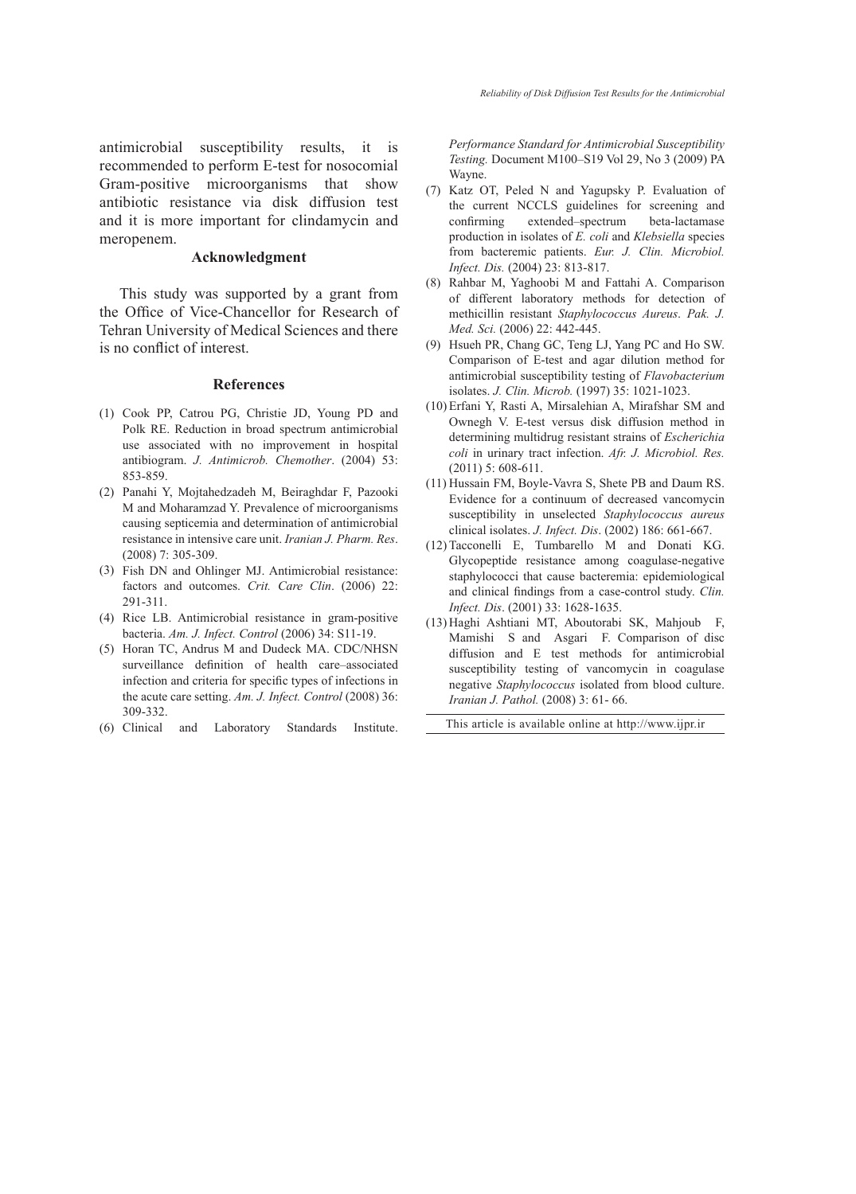antimicrobial susceptibility results, it is recommended to perform E-test for nosocomial Gram-positive microorganisms that show antibiotic resistance via disk diffusion test and it is more important for clindamycin and meropenem.

## Acknowledgment

This study was supported by a grant from the Office of Vice-Chancellor for Research of Tehran University of Medical Sciences and there is no conflict of interest.

## References

(1) Cook PP, Catrou PG, Christie JD, Young PD and Polk RE. Reduction in broad spectrum antimicrobial use associated with no improvement in hospital antibiogram. *J. Antimicrob. Chemother*. (2004) 53: 853-859.

(2) Panahi Y, Mojtahedzadeh M, Beiraghdar F, Pazooki M and Moharamzad Y. Prevalence of microorganisms causing septicemia and determination of antimicrobial resistance in intensive care unit. *Iranian J. Pharm. Res*. (2008) 7: 305-309.

(3) Fish DN and Ohlinger MJ. Antimicrobial resistance: factors and outcomes. *Crit. Care Clin*. (2006) 22: 291-311.

(4) Rice LB. Antimicrobial resistance in gram-positive bacteria. *Am. J. Infect. Control* (2006) 34: S11-19.

(5) Horan TC, Andrus M and Dudeck MA. CDC/NHSN surveillance definition of health care–associated infection and criteria for specific types of infections in the acute care setting. *Am. J. Infect. Control* (2008) 36: 309-332.

(6) Clinical and Laboratory Standards Institute. *Performance Standard for Antimicrobial Susceptibility Testing.* Document M100–S19 Vol 29, No 3 (2009) PA Wayne.

(7) Katz OT, Peled N and Yagupsky P. Evaluation of the current NCCLS guidelines for screening and confirming extended–spectrum beta-lactamase production in isolates of *E. coli* and *Klebsiella* species from bacteremic patients. *Eur. J. Clin. Microbiol. Infect. Dis.* (2004) 23: 813-817.

(8) Rahbar M, Yaghoobi M and Fattahi A. Comparison of different laboratory methods for detection of methicillin resistant *Staphylococcus Aureus*. *Pak. J. Med. Sci.* (2006) 22: 442-445.

(9) Hsueh PR, Chang GC, Teng LJ, Yang PC and Ho SW. Comparison of E-test and agar dilution method for antimicrobial susceptibility testing of *Flavobacterium* isolates. *J. Clin. Microb.* (1997) 35: 1021-1023.

(10) Erfani Y, Rasti A, Mirsalehian A, Mirafshar SM and Ownegh V. E-test versus disk diffusion method in determining multidrug resistant strains of *Escherichia coli* in urinary tract infection. *Afr. J. Microbiol. Res.* (2011) 5: 608-611.

(11) Hussain FM, Boyle-Vavra S, Shete PB and Daum RS. Evidence for a continuum of decreased vancomycin susceptibility in unselected *Staphylococcus aureus* clinical isolates. *J. Infect. Dis*. (2002) 186: 661-667.

(12) Tacconelli E, Tumbarello M and Donati KG. Glycopeptide resistance among coagulase-negative staphylococci that cause bacteremia: epidemiological and clinical findings from a case-control study. *Clin. Infect. Dis*. (2001) 33: 1628-1635.

(13) Haghi Ashtiani MT, Aboutorabi SK, Mahjoub F, Mamishi S and Asgari F. Comparison of disc diffusion and E test methods for antimicrobial susceptibility testing of vancomycin in coagulase negative *Staphylococcus* isolated from blood culture. *Iranian J. Pathol.* (2008) 3: 61- 66.

This article is available online at http://www.ijpr.ir